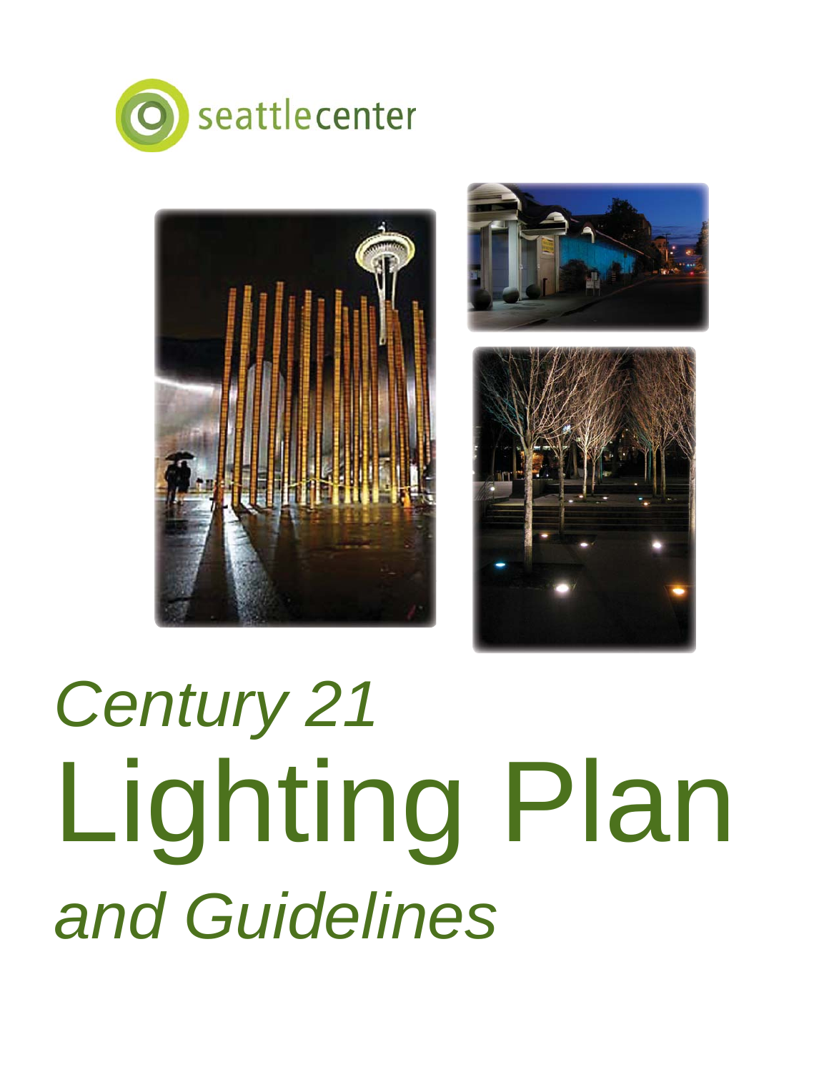seattlecenter

*Century 21*

# Lighting Plan

*and Guidelines*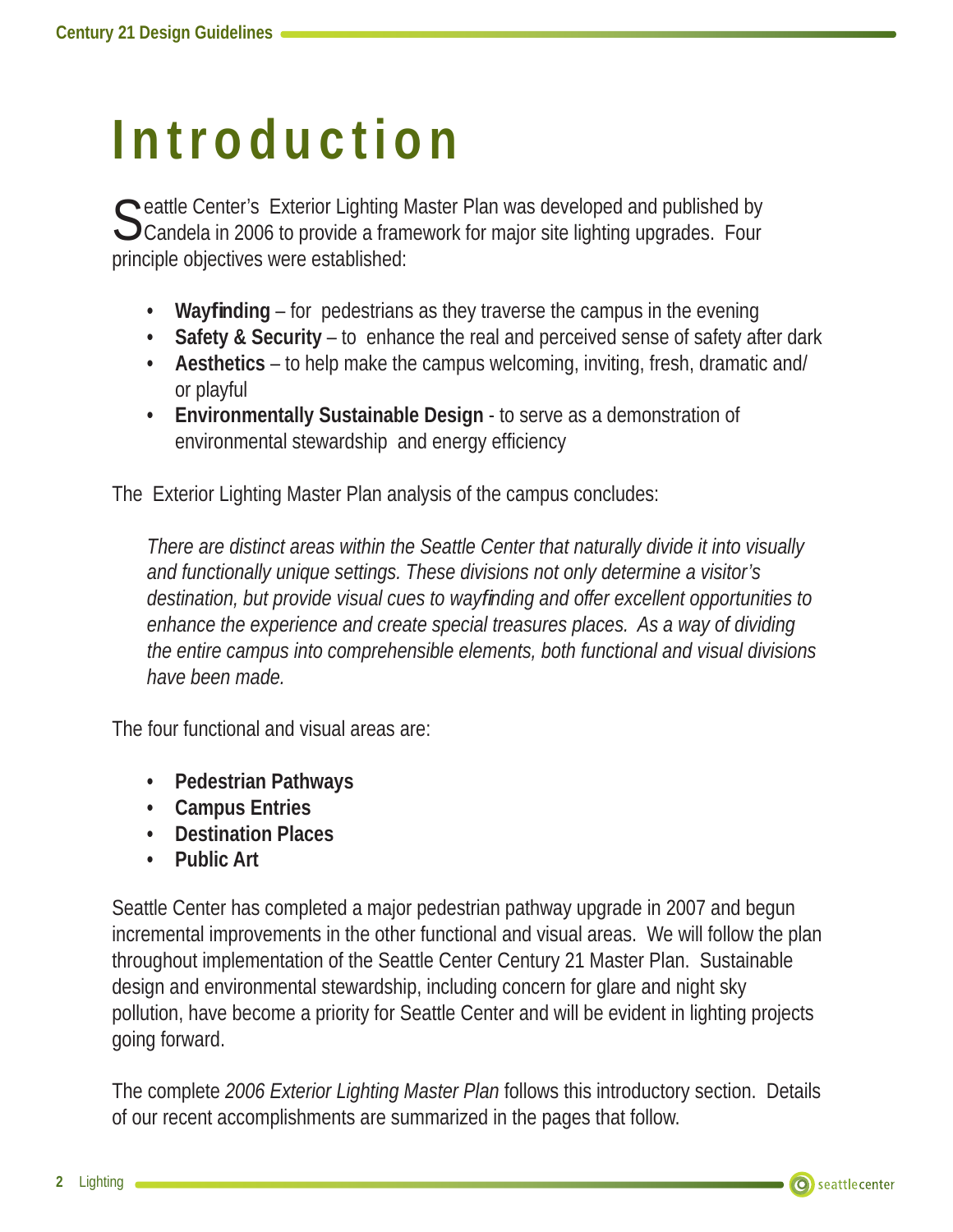# Introduction

Seattle Center's Exterior Lighting Master Plan was developed and published by Candela in 2006 to provide a framework for major site lighting upgrades. Four principle objectives were established:

- **Wayfinding** – for pedestrians as they traverse the campus in the evening
- **Safety & Security** – to enhance the real and perceived sense of safety after dark
- **Aesthetics** – to help make the campus welcoming, inviting, fresh, dramatic and/or playful
- **Environmentally Sustainable Design** - to serve as a demonstration of environmental stewardship and energy efficiency

The Exterior Lighting Master Plan analysis of the campus concludes:

> *There are distinct areas within the Seattle Center that naturally divide it into visually and functionally unique settings. These divisions not only determine a visitor's destination, but provide visual cues to wayfinding and offer excellent opportunities to enhance the experience and create special treasures places. As a way of dividing the entire campus into comprehensible elements, both functional and visual divisions have been made.*

The four functional and visual areas are:

- **Pedestrian Pathways**
- **Campus Entries**
- **Destination Places**
- **Public Art**

Seattle Center has completed a major pedestrian pathway upgrade in 2007 and begun incremental improvements in the other functional and visual areas. We will follow the plan throughout implementation of the Seattle Center Century 21 Master Plan. Sustainable design and environmental stewardship, including concern for glare and night sky pollution, have become a priority for Seattle Center and will be evident in lighting projects going forward.

The complete *2006 Exterior Lighting Master Plan* follows this introductory section. Details of our recent accomplishments are summarized in the pages that follow.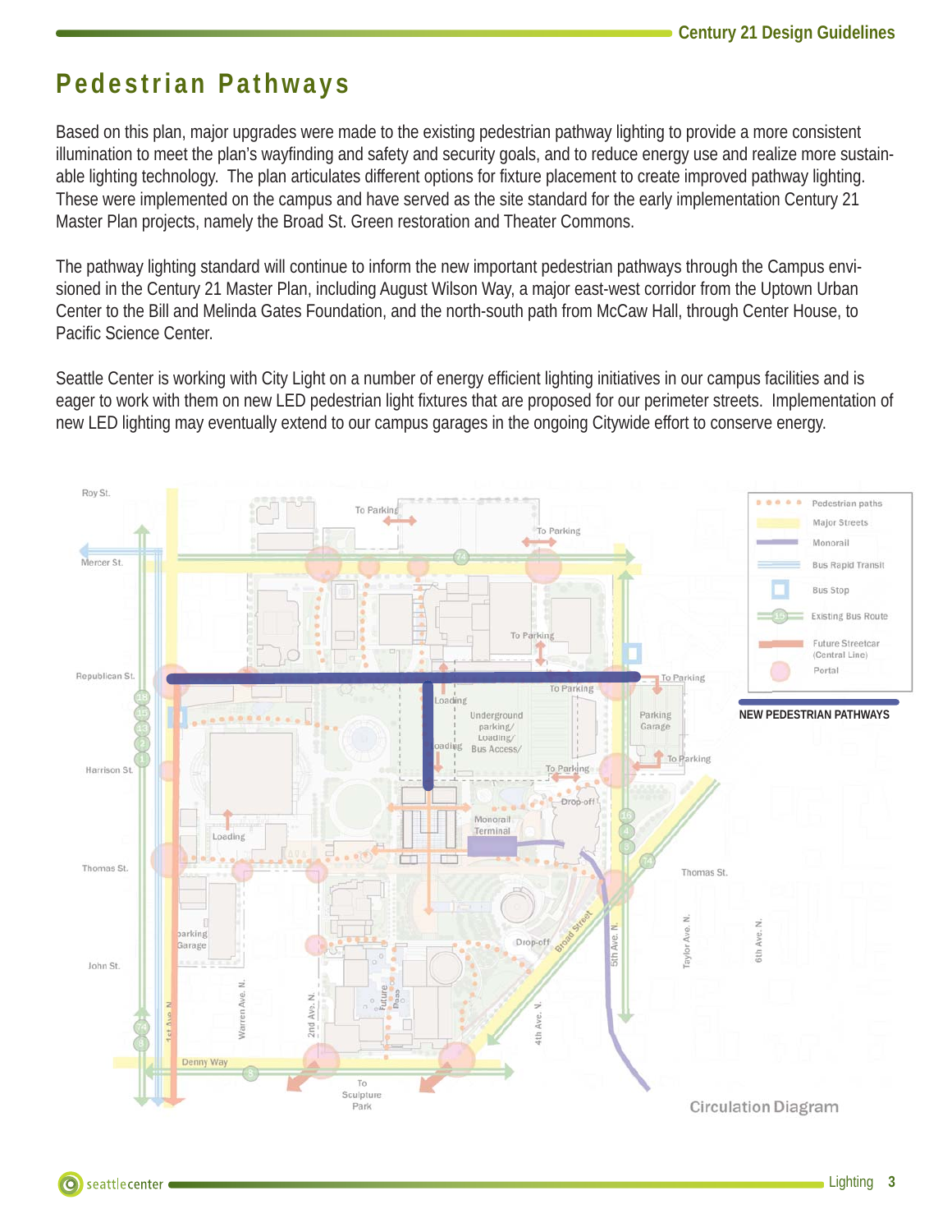# Pedestrian Pathways

Based on this plan, major upgrades were made to the existing pedestrian pathway lighting to provide a more consistent illumination to meet the plan's wayfinding and safety and security goals, and to reduce energy use and realize more sustainable lighting technology. The plan articulates different options for fixture placement to create improved pathway lighting. These were implemented on the campus and have served as the site standard for the early implementation Century 21 Master Plan projects, namely the Broad St. Green restoration and Theater Commons.

The pathway lighting standard will continue to inform the new important pedestrian pathways through the Campus envisioned in the Century 21 Master Plan, including August Wilson Way, a major east-west corridor from the Uptown Urban Center to the Bill and Melinda Gates Foundation, and the north-south path from McCaw Hall, through Center House, to Pacific Science Center.

Seattle Center is working with City Light on a number of energy efficient lighting initiatives in our campus facilities and is eager to work with them on new LED pedestrian light fixtures that are proposed for our perimeter streets. Implementation of new LED lighting may eventually extend to our campus garages in the ongoing Citywide effort to conserve energy.

NEW PEDESTRIAN PATHWAYS

Circulation Diagram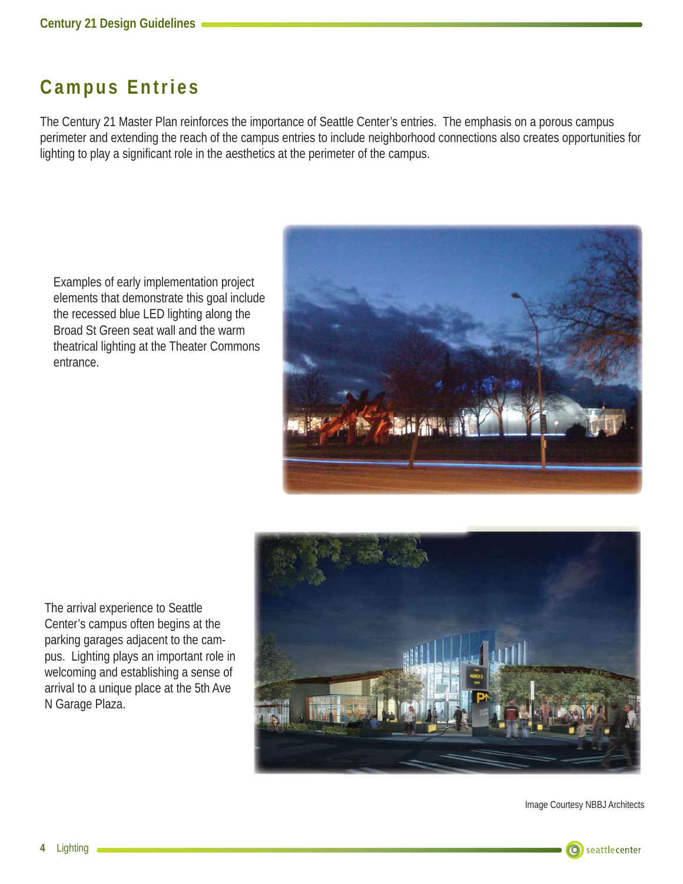# Campus Entries

The Century 21 Master Plan reinforces the importance of Seattle Center's entries. The emphasis on a porous campus perimeter and extending the reach of the campus entries to include neighborhood connections also creates opportunities for lighting to play a significant role in the aesthetics at the perimeter of the campus.

Examples of early implementation project elements that demonstrate this goal include the recessed blue LED lighting along the Broad St Green seat wall and the warm theatrical lighting at the Theater Commons entrance.

The arrival experience to Seattle Center's campus often begins at the parking garages adjacent to the campus. Lighting plays an important role in welcoming and establishing a sense of arrival to a unique place at the 5th Ave N Garage Plaza.

Image Courtesy NBBJ Architects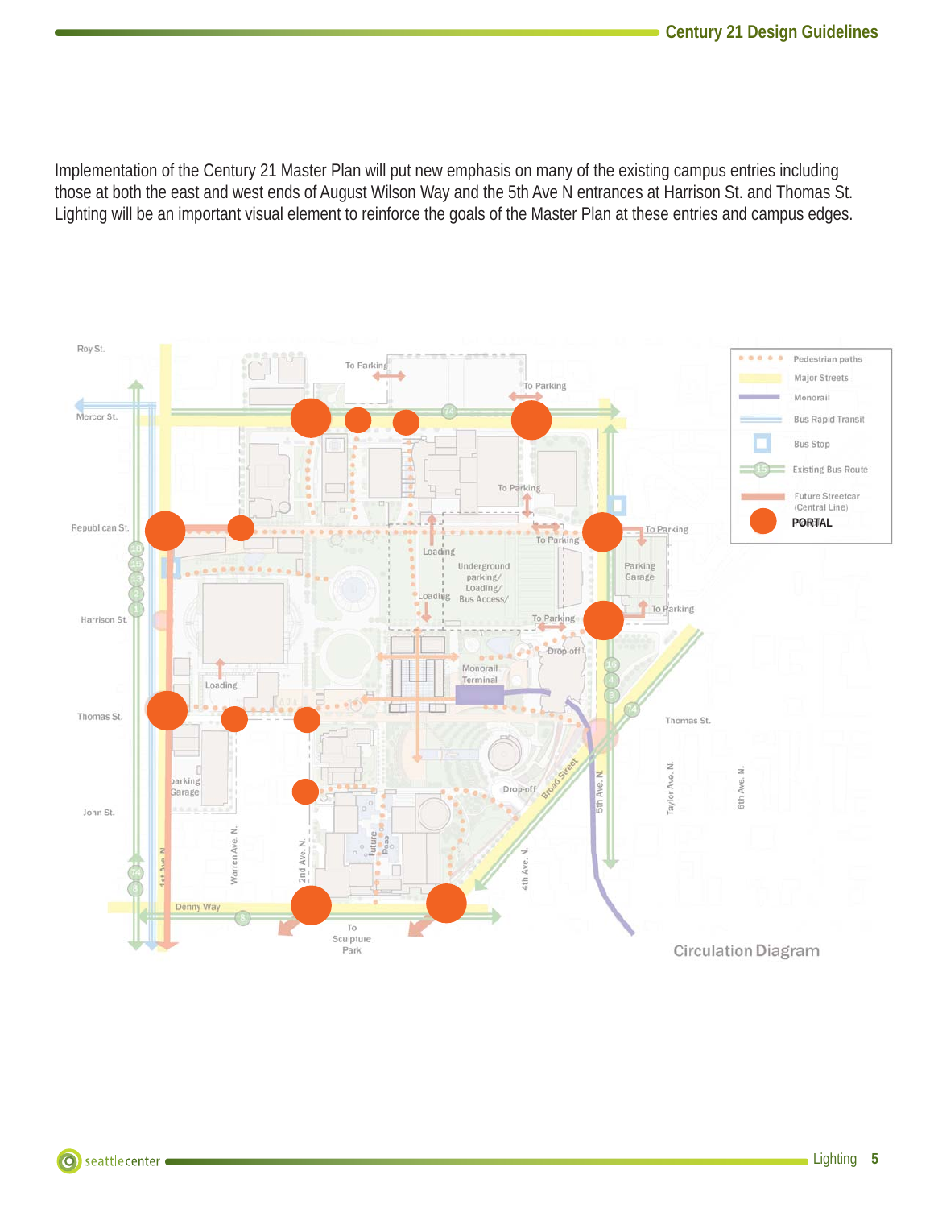Implementation of the Century 21 Master Plan will put new emphasis on many of the existing campus entries including those at both the east and west ends of August Wilson Way and the 5th Ave N entrances at Harrison St. and Thomas St. Lighting will be an important visual element to reinforce the goals of the Master Plan at these entries and campus edges.

Circulation Diagram

- Pedestrian paths
- Major Streets
- Monorail
- Bus Rapid Transit
- Bus Stop
- Existing Bus Route
- Future Streetcar (Central Line)
- PORTAL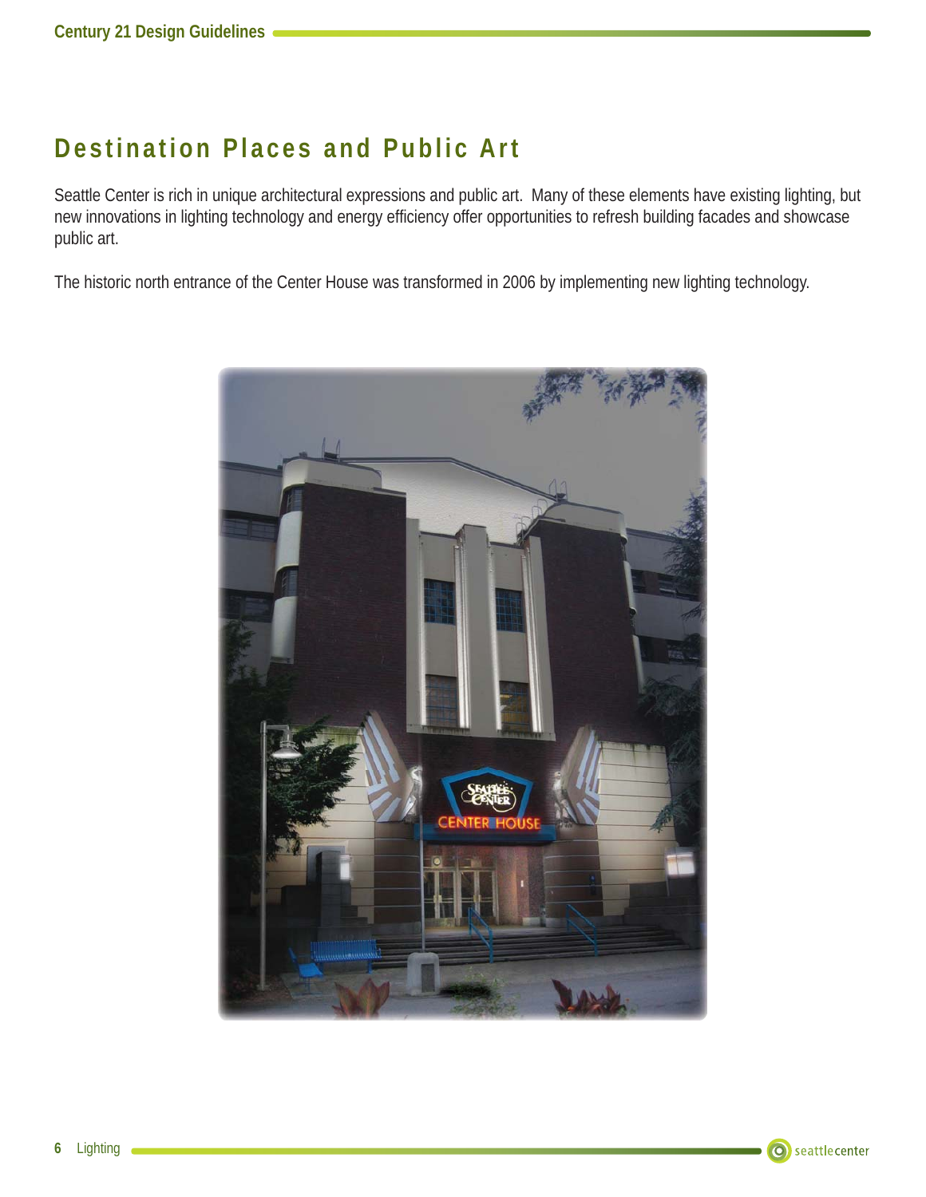## Destination Places and Public Art

Seattle Center is rich in unique architectural expressions and public art. Many of these elements have existing lighting, but new innovations in lighting technology and energy efficiency offer opportunities to refresh building facades and showcase public art.

The historic north entrance of the Center House was transformed in 2006 by implementing new lighting technology.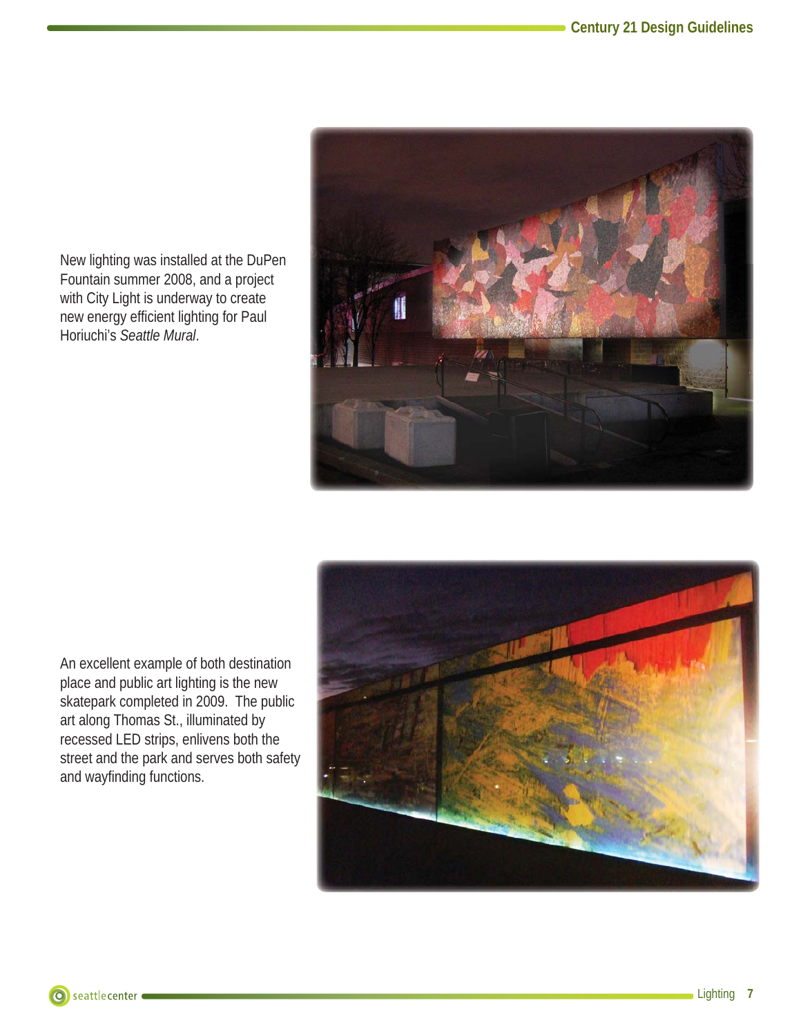New lighting was installed at the DuPen Fountain summer 2008, and a project with City Light is underway to create new energy efficient lighting for Paul Horiuchi's *Seattle Mural*.

An excellent example of both destination place and public art lighting is the new skatepark completed in 2009. The public art along Thomas St., illuminated by recessed LED strips, enlivens both the street and the park and serves both safety and wayfinding functions.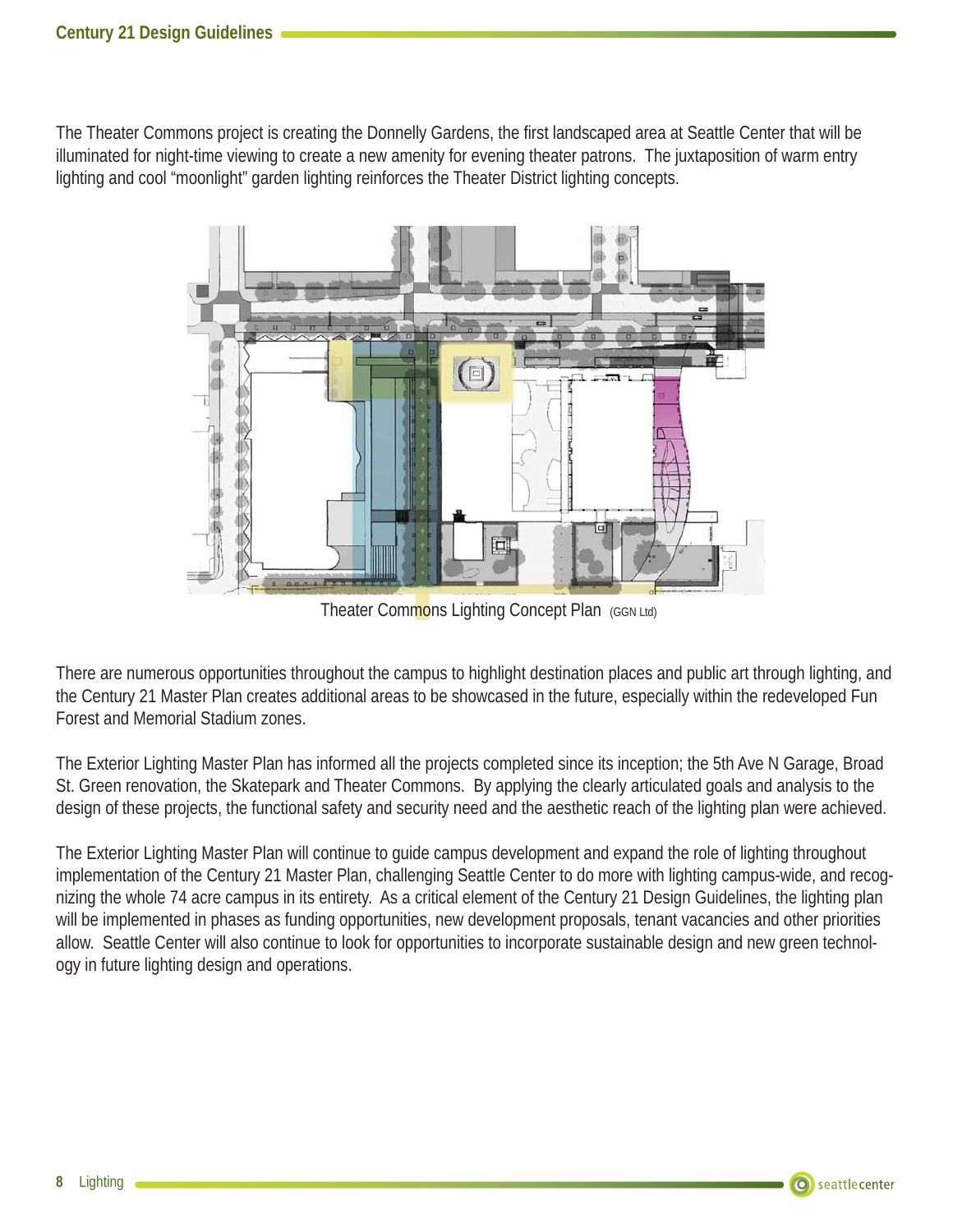The Theater Commons project is creating the Donnelly Gardens, the first landscaped area at Seattle Center that will be illuminated for night-time viewing to create a new amenity for evening theater patrons. The juxtaposition of warm entry lighting and cool "moonlight" garden lighting reinforces the Theater District lighting concepts.

Theater Commons Lighting Concept Plan (GGN Ltd)

There are numerous opportunities throughout the campus to highlight destination places and public art through lighting, and the Century 21 Master Plan creates additional areas to be showcased in the future, especially within the redeveloped Fun Forest and Memorial Stadium zones.

The Exterior Lighting Master Plan has informed all the projects completed since its inception; the 5th Ave N Garage, Broad St. Green renovation, the Skatepark and Theater Commons. By applying the clearly articulated goals and analysis to the design of these projects, the functional safety and security need and the aesthetic reach of the lighting plan were achieved.

The Exterior Lighting Master Plan will continue to guide campus development and expand the role of lighting throughout implementation of the Century 21 Master Plan, challenging Seattle Center to do more with lighting campus-wide, and recognizing the whole 74 acre campus in its entirety. As a critical element of the Century 21 Design Guidelines, the lighting plan will be implemented in phases as funding opportunities, new development proposals, tenant vacancies and other priorities allow. Seattle Center will also continue to look for opportunities to incorporate sustainable design and new green technology in future lighting design and operations.